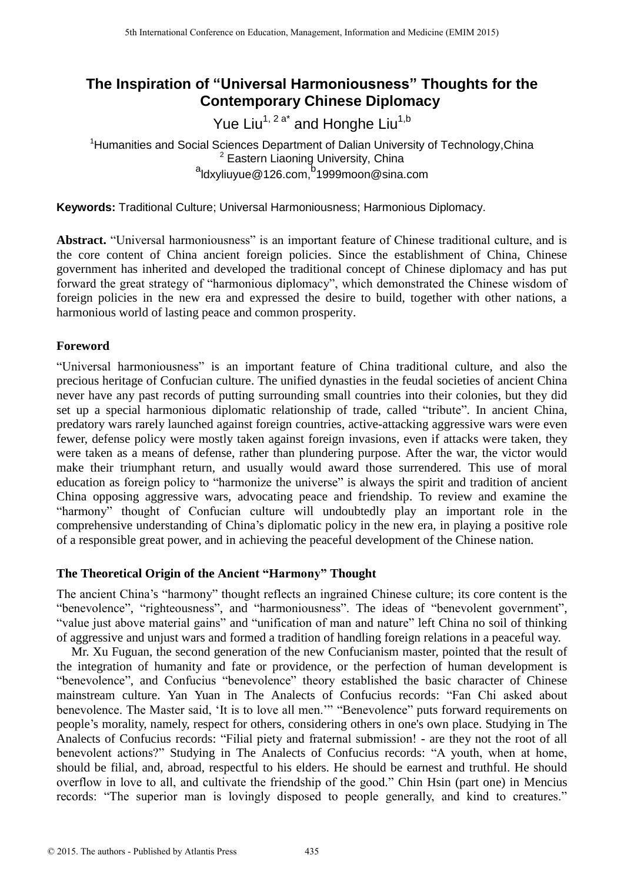# The Inspiration of "Universal Harmoniousness" Thoughts for the Contemporary Chinese Diplomacy

Yue Liu[1, 2 a*] and Honghe Liu[1,b]

[1]Humanities and Social Sciences Department of Dalian University of Technology,China
[2] Eastern Liaoning University, China
[a]ldxyliuyue@126.com,[b]1999moon@sina.com

**Keywords:** Traditional Culture; Universal Harmoniousness; Harmonious Diplomacy.

**Abstract.** "Universal harmoniousness" is an important feature of Chinese traditional culture, and is the core content of China ancient foreign policies. Since the establishment of China, Chinese government has inherited and developed the traditional concept of Chinese diplomacy and has put forward the great strategy of "harmonious diplomacy", which demonstrated the Chinese wisdom of foreign policies in the new era and expressed the desire to build, together with other nations, a harmonious world of lasting peace and common prosperity.

## Foreword

"Universal harmoniousness" is an important feature of China traditional culture, and also the precious heritage of Confucian culture. The unified dynasties in the feudal societies of ancient China never have any past records of putting surrounding small countries into their colonies, but they did set up a special harmonious diplomatic relationship of trade, called "tribute". In ancient China, predatory wars rarely launched against foreign countries, active-attacking aggressive wars were even fewer, defense policy were mostly taken against foreign invasions, even if attacks were taken, they were taken as a means of defense, rather than plundering purpose. After the war, the victor would make their triumphant return, and usually would award those surrendered. This use of moral education as foreign policy to "harmonize the universe" is always the spirit and tradition of ancient China opposing aggressive wars, advocating peace and friendship. To review and examine the "harmony" thought of Confucian culture will undoubtedly play an important role in the comprehensive understanding of China's diplomatic policy in the new era, in playing a positive role of a responsible great power, and in achieving the peaceful development of the Chinese nation.

## The Theoretical Origin of the Ancient "Harmony" Thought

The ancient China's "harmony" thought reflects an ingrained Chinese culture; its core content is the "benevolence", "righteousness", and "harmoniousness". The ideas of "benevolent government", "value just above material gains" and "unification of man and nature" left China no soil of thinking of aggressive and unjust wars and formed a tradition of handling foreign relations in a peaceful way.

Mr. Xu Fuguan, the second generation of the new Confucianism master, pointed that the result of the integration of humanity and fate or providence, or the perfection of human development is "benevolence", and Confucius "benevolence" theory established the basic character of Chinese mainstream culture. Yan Yuan in The Analects of Confucius records: "Fan Chi asked about benevolence. The Master said, 'It is to love all men.'" "Benevolence" puts forward requirements on people's morality, namely, respect for others, considering others in one's own place. Studying in The Analects of Confucius records: "Filial piety and fraternal submission! - are they not the root of all benevolent actions?" Studying in The Analects of Confucius records: "A youth, when at home, should be filial, and, abroad, respectful to his elders. He should be earnest and truthful. He should overflow in love to all, and cultivate the friendship of the good." Chin Hsin (part one) in Mencius records: "The superior man is lovingly disposed to people generally, and kind to creatures."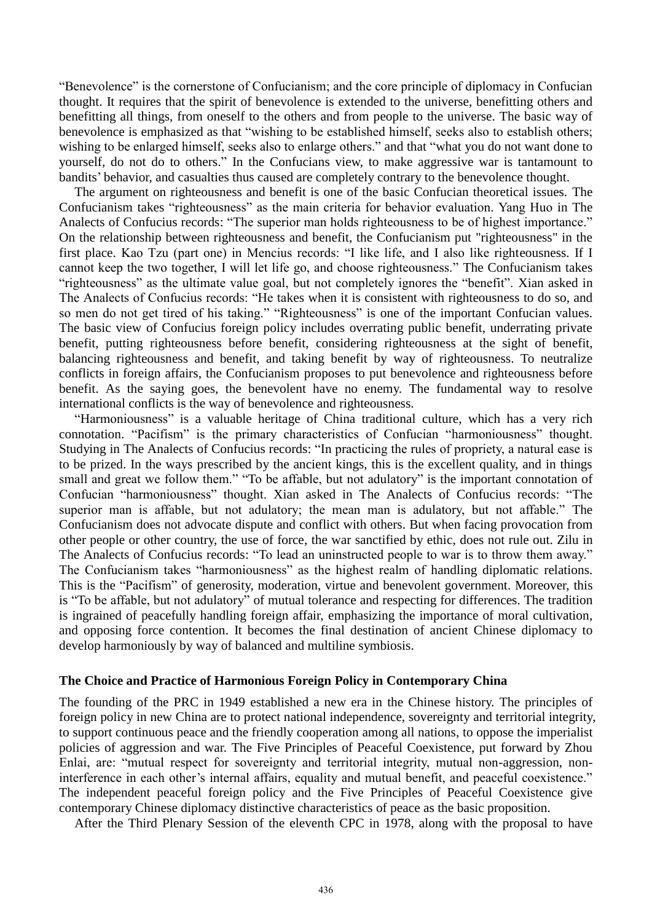"Benevolence" is the cornerstone of Confucianism; and the core principle of diplomacy in Confucian thought. It requires that the spirit of benevolence is extended to the universe, benefitting others and benefitting all things, from oneself to the others and from people to the universe. The basic way of benevolence is emphasized as that "wishing to be established himself, seeks also to establish others; wishing to be enlarged himself, seeks also to enlarge others." and that "what you do not want done to yourself, do not do to others." In the Confucians view, to make aggressive war is tantamount to bandits' behavior, and casualties thus caused are completely contrary to the benevolence thought.

The argument on righteousness and benefit is one of the basic Confucian theoretical issues. The Confucianism takes "righteousness" as the main criteria for behavior evaluation. Yang Huo in The Analects of Confucius records: "The superior man holds righteousness to be of highest importance." On the relationship between righteousness and benefit, the Confucianism put "righteousness" in the first place. Kao Tzu (part one) in Mencius records: "I like life, and I also like righteousness. If I cannot keep the two together, I will let life go, and choose righteousness." The Confucianism takes "righteousness" as the ultimate value goal, but not completely ignores the "benefit". Xian asked in The Analects of Confucius records: "He takes when it is consistent with righteousness to do so, and so men do not get tired of his taking." "Righteousness" is one of the important Confucian values. The basic view of Confucius foreign policy includes overrating public benefit, underrating private benefit, putting righteousness before benefit, considering righteousness at the sight of benefit, balancing righteousness and benefit, and taking benefit by way of righteousness. To neutralize conflicts in foreign affairs, the Confucianism proposes to put benevolence and righteousness before benefit. As the saying goes, the benevolent have no enemy. The fundamental way to resolve international conflicts is the way of benevolence and righteousness.

"Harmoniousness" is a valuable heritage of China traditional culture, which has a very rich connotation. "Pacifism" is the primary characteristics of Confucian "harmoniousness" thought. Studying in The Analects of Confucius records: "In practicing the rules of propriety, a natural ease is to be prized. In the ways prescribed by the ancient kings, this is the excellent quality, and in things small and great we follow them." "To be affable, but not adulatory" is the important connotation of Confucian "harmoniousness" thought. Xian asked in The Analects of Confucius records: "The superior man is affable, but not adulatory; the mean man is adulatory, but not affable." The Confucianism does not advocate dispute and conflict with others. But when facing provocation from other people or other country, the use of force, the war sanctified by ethic, does not rule out. Zilu in The Analects of Confucius records: "To lead an uninstructed people to war is to throw them away." The Confucianism takes "harmoniousness" as the highest realm of handling diplomatic relations. This is the "Pacifism" of generosity, moderation, virtue and benevolent government. Moreover, this is "To be affable, but not adulatory" of mutual tolerance and respecting for differences. The tradition is ingrained of peacefully handling foreign affair, emphasizing the importance of moral cultivation, and opposing force contention. It becomes the final destination of ancient Chinese diplomacy to develop harmoniously by way of balanced and multiline symbiosis.

## The Choice and Practice of Harmonious Foreign Policy in Contemporary China

The founding of the PRC in 1949 established a new era in the Chinese history. The principles of foreign policy in new China are to protect national independence, sovereignty and territorial integrity, to support continuous peace and the friendly cooperation among all nations, to oppose the imperialist policies of aggression and war. The Five Principles of Peaceful Coexistence, put forward by Zhou Enlai, are: "mutual respect for sovereignty and territorial integrity, mutual non-aggression, non-interference in each other's internal affairs, equality and mutual benefit, and peaceful coexistence." The independent peaceful foreign policy and the Five Principles of Peaceful Coexistence give contemporary Chinese diplomacy distinctive characteristics of peace as the basic proposition.

After the Third Plenary Session of the eleventh CPC in 1978, along with the proposal to have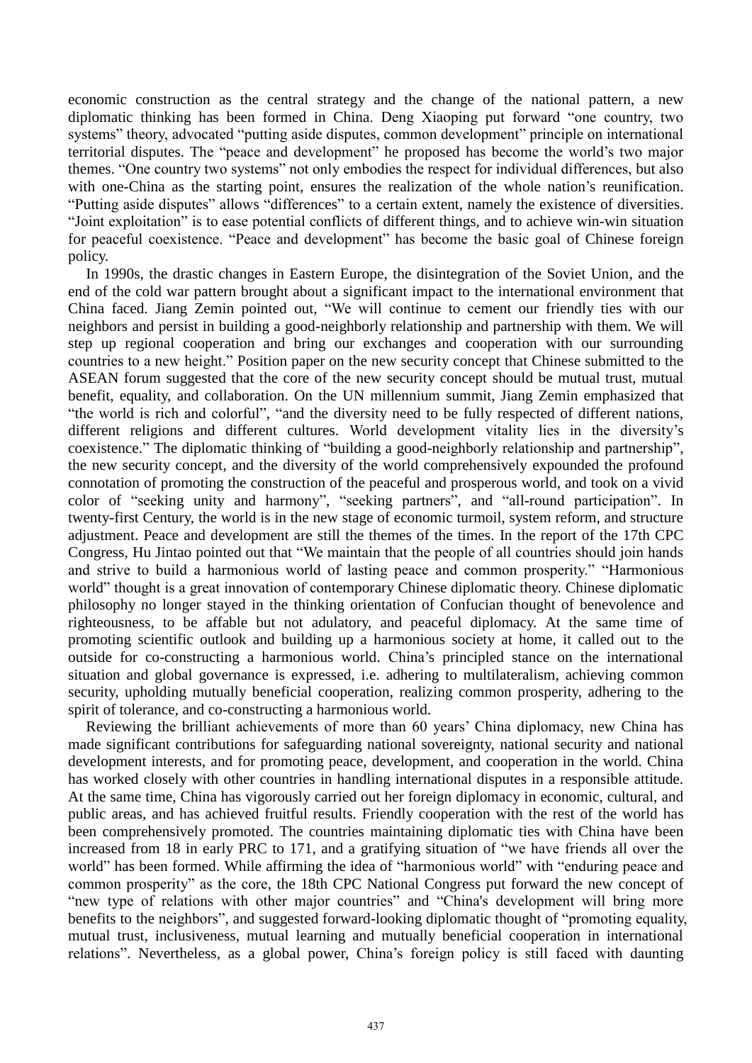economic construction as the central strategy and the change of the national pattern, a new diplomatic thinking has been formed in China. Deng Xiaoping put forward "one country, two systems" theory, advocated "putting aside disputes, common development" principle on international territorial disputes. The "peace and development" he proposed has become the world's two major themes. "One country two systems" not only embodies the respect for individual differences, but also with one-China as the starting point, ensures the realization of the whole nation's reunification. "Putting aside disputes" allows "differences" to a certain extent, namely the existence of diversities. "Joint exploitation" is to ease potential conflicts of different things, and to achieve win-win situation for peaceful coexistence. "Peace and development" has become the basic goal of Chinese foreign policy.

In 1990s, the drastic changes in Eastern Europe, the disintegration of the Soviet Union, and the end of the cold war pattern brought about a significant impact to the international environment that China faced. Jiang Zemin pointed out, "We will continue to cement our friendly ties with our neighbors and persist in building a good-neighborly relationship and partnership with them. We will step up regional cooperation and bring our exchanges and cooperation with our surrounding countries to a new height." Position paper on the new security concept that Chinese submitted to the ASEAN forum suggested that the core of the new security concept should be mutual trust, mutual benefit, equality, and collaboration. On the UN millennium summit, Jiang Zemin emphasized that "the world is rich and colorful", "and the diversity need to be fully respected of different nations, different religions and different cultures. World development vitality lies in the diversity's coexistence." The diplomatic thinking of "building a good-neighborly relationship and partnership", the new security concept, and the diversity of the world comprehensively expounded the profound connotation of promoting the construction of the peaceful and prosperous world, and took on a vivid color of "seeking unity and harmony", "seeking partners", and "all-round participation". In twenty-first Century, the world is in the new stage of economic turmoil, system reform, and structure adjustment. Peace and development are still the themes of the times. In the report of the 17th CPC Congress, Hu Jintao pointed out that "We maintain that the people of all countries should join hands and strive to build a harmonious world of lasting peace and common prosperity." "Harmonious world" thought is a great innovation of contemporary Chinese diplomatic theory. Chinese diplomatic philosophy no longer stayed in the thinking orientation of Confucian thought of benevolence and righteousness, to be affable but not adulatory, and peaceful diplomacy. At the same time of promoting scientific outlook and building up a harmonious society at home, it called out to the outside for co-constructing a harmonious world. China's principled stance on the international situation and global governance is expressed, i.e. adhering to multilateralism, achieving common security, upholding mutually beneficial cooperation, realizing common prosperity, adhering to the spirit of tolerance, and co-constructing a harmonious world.

Reviewing the brilliant achievements of more than 60 years' China diplomacy, new China has made significant contributions for safeguarding national sovereignty, national security and national development interests, and for promoting peace, development, and cooperation in the world. China has worked closely with other countries in handling international disputes in a responsible attitude. At the same time, China has vigorously carried out her foreign diplomacy in economic, cultural, and public areas, and has achieved fruitful results. Friendly cooperation with the rest of the world has been comprehensively promoted. The countries maintaining diplomatic ties with China have been increased from 18 in early PRC to 171, and a gratifying situation of "we have friends all over the world" has been formed. While affirming the idea of "harmonious world" with "enduring peace and common prosperity" as the core, the 18th CPC National Congress put forward the new concept of "new type of relations with other major countries" and "China's development will bring more benefits to the neighbors", and suggested forward-looking diplomatic thought of "promoting equality, mutual trust, inclusiveness, mutual learning and mutually beneficial cooperation in international relations". Nevertheless, as a global power, China's foreign policy is still faced with daunting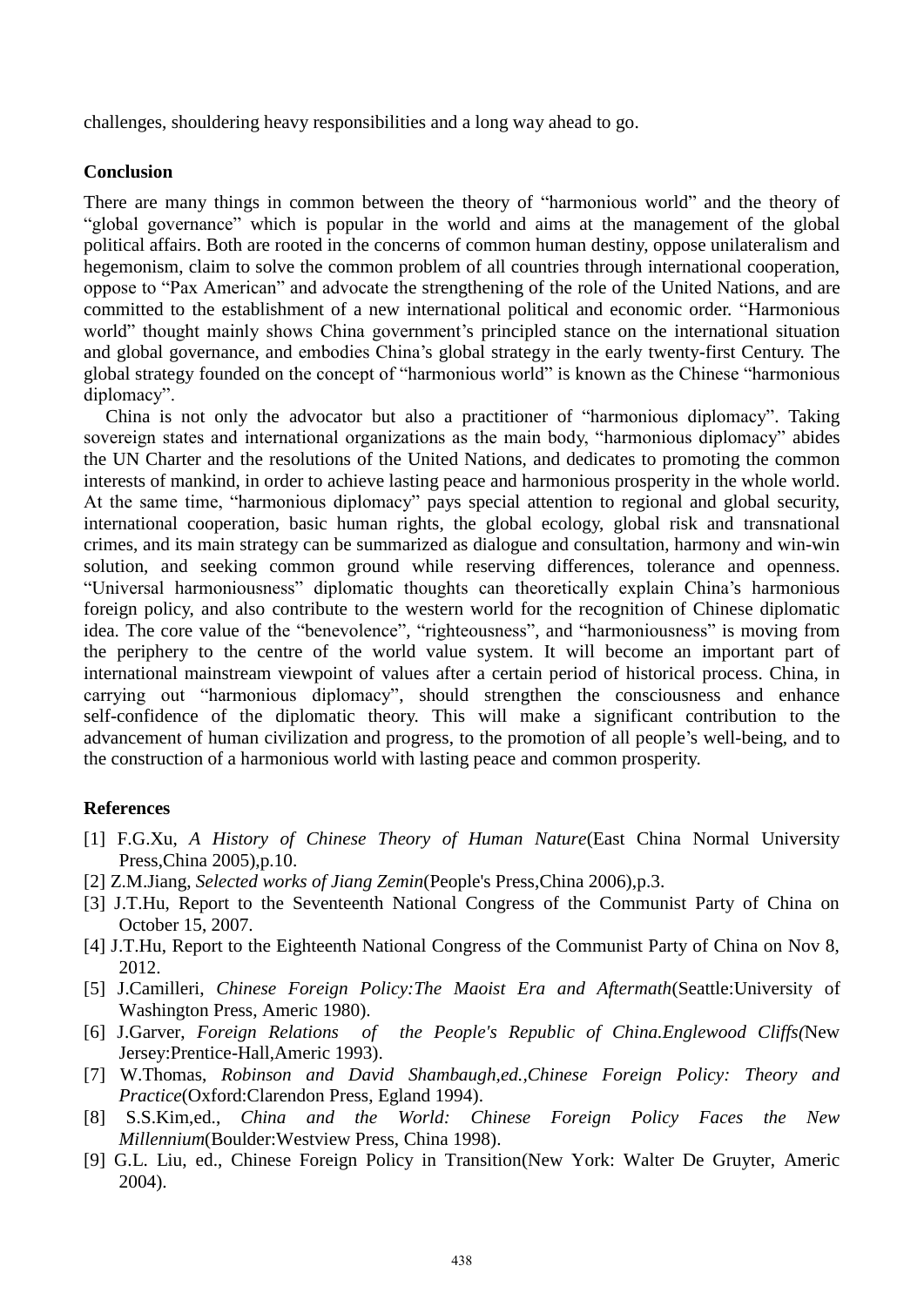challenges, shouldering heavy responsibilities and a long way ahead to go.

## Conclusion

There are many things in common between the theory of “harmonious world” and the theory of “global governance” which is popular in the world and aims at the management of the global political affairs. Both are rooted in the concerns of common human destiny, oppose unilateralism and hegemonism, claim to solve the common problem of all countries through international cooperation, oppose to “Pax American” and advocate the strengthening of the role of the United Nations, and are committed to the establishment of a new international political and economic order. “Harmonious world” thought mainly shows China government’s principled stance on the international situation and global governance, and embodies China’s global strategy in the early twenty-first Century. The global strategy founded on the concept of “harmonious world” is known as the Chinese “harmonious diplomacy”.

China is not only the advocator but also a practitioner of “harmonious diplomacy”. Taking sovereign states and international organizations as the main body, “harmonious diplomacy” abides the UN Charter and the resolutions of the United Nations, and dedicates to promoting the common interests of mankind, in order to achieve lasting peace and harmonious prosperity in the whole world. At the same time, “harmonious diplomacy” pays special attention to regional and global security, international cooperation, basic human rights, the global ecology, global risk and transnational crimes, and its main strategy can be summarized as dialogue and consultation, harmony and win-win solution, and seeking common ground while reserving differences, tolerance and openness. “Universal harmoniousness” diplomatic thoughts can theoretically explain China’s harmonious foreign policy, and also contribute to the western world for the recognition of Chinese diplomatic idea. The core value of the “benevolence”, “righteousness”, and “harmoniousness” is moving from the periphery to the centre of the world value system. It will become an important part of international mainstream viewpoint of values after a certain period of historical process. China, in carrying out “harmonious diplomacy”, should strengthen the consciousness and enhance self-confidence of the diplomatic theory. This will make a significant contribution to the advancement of human civilization and progress, to the promotion of all people’s well-being, and to the construction of a harmonious world with lasting peace and common prosperity.

## References

[1] F.G.Xu, *A History of Chinese Theory of Human Nature*(East China Normal University Press,China 2005),p.10.

[2] Z.M.Jiang, *Selected works of Jiang Zemin*(People's Press,China 2006),p.3.

[3] J.T.Hu, Report to the Seventeenth National Congress of the Communist Party of China on October 15, 2007.

[4] J.T.Hu, Report to the Eighteenth National Congress of the Communist Party of China on Nov 8, 2012.

[5] J.Camilleri, *Chinese Foreign Policy:The Maoist Era and Aftermath*(Seattle:University of Washington Press, Americ 1980).

[6] J.Garver, *Foreign Relations of the People's Republic of China.Englewood Cliffs(*New Jersey:Prentice-Hall,Americ 1993).

[7] W.Thomas, *Robinson and David Shambaugh,ed.,Chinese Foreign Policy: Theory and Practice*(Oxford:Clarendon Press, Egland 1994).

[8] S.S.Kim,ed., *China and the World: Chinese Foreign Policy Faces the New Millennium*(Boulder:Westview Press, China 1998).

[9] G.L. Liu, ed., Chinese Foreign Policy in Transition(New York: Walter De Gruyter, Americ 2004).